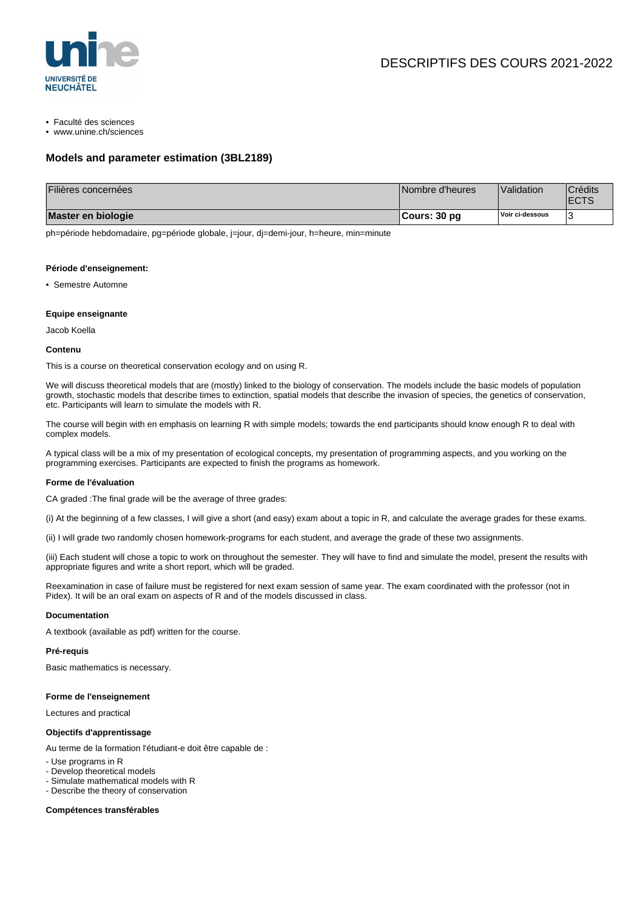DESCRIPTIFS DES COURS 2021-2022

- Faculté des sciences
- www.unine.ch/sciences

## Models and parameter estimation (3BL2189)

| Filières concernées | Nombre d'heures | Validation | Crédits ECTS |
|---|---|---|---|
| **Master en biologie** | **Cours: 30 pg** | **Voir ci-dessous** | 3 |

ph=période hebdomadaire, pg=période globale, j=jour, dj=demi-jour, h=heure, min=minute

#### Période d'enseignement:

- Semestre Automne

#### Equipe enseignante

Jacob Koella

#### Contenu

This is a course on theoretical conservation ecology and on using R.

We will discuss theoretical models that are (mostly) linked to the biology of conservation. The models include the basic models of population growth, stochastic models that describe times to extinction, spatial models that describe the invasion of species, the genetics of conservation, etc. Participants will learn to simulate the models with R.

The course will begin with en emphasis on learning R with simple models; towards the end participants should know enough R to deal with complex models.

A typical class will be a mix of my presentation of ecological concepts, my presentation of programming aspects, and you working on the programming exercises. Participants are expected to finish the programs as homework.

#### Forme de l'évaluation

CA graded :The final grade will be the average of three grades:

(i) At the beginning of a few classes, I will give a short (and easy) exam about a topic in R, and calculate the average grades for these exams.

(ii) I will grade two randomly chosen homework-programs for each student, and average the grade of these two assignments.

(iii) Each student will chose a topic to work on throughout the semester. They will have to find and simulate the model, present the results with appropriate figures and write a short report, which will be graded.

Reexamination in case of failure must be registered for next exam session of same year. The exam coordinated with the professor (not in Pidex). It will be an oral exam on aspects of R and of the models discussed in class.

#### Documentation

A textbook (available as pdf) written for the course.

#### Pré-requis

Basic mathematics is necessary.

#### Forme de l'enseignement

Lectures and practical

#### Objectifs d'apprentissage

Au terme de la formation l'étudiant-e doit être capable de :

- Use programs in R
- Develop theoretical models
- Simulate mathematical models with R
- Describe the theory of conservation

#### Compétences transférables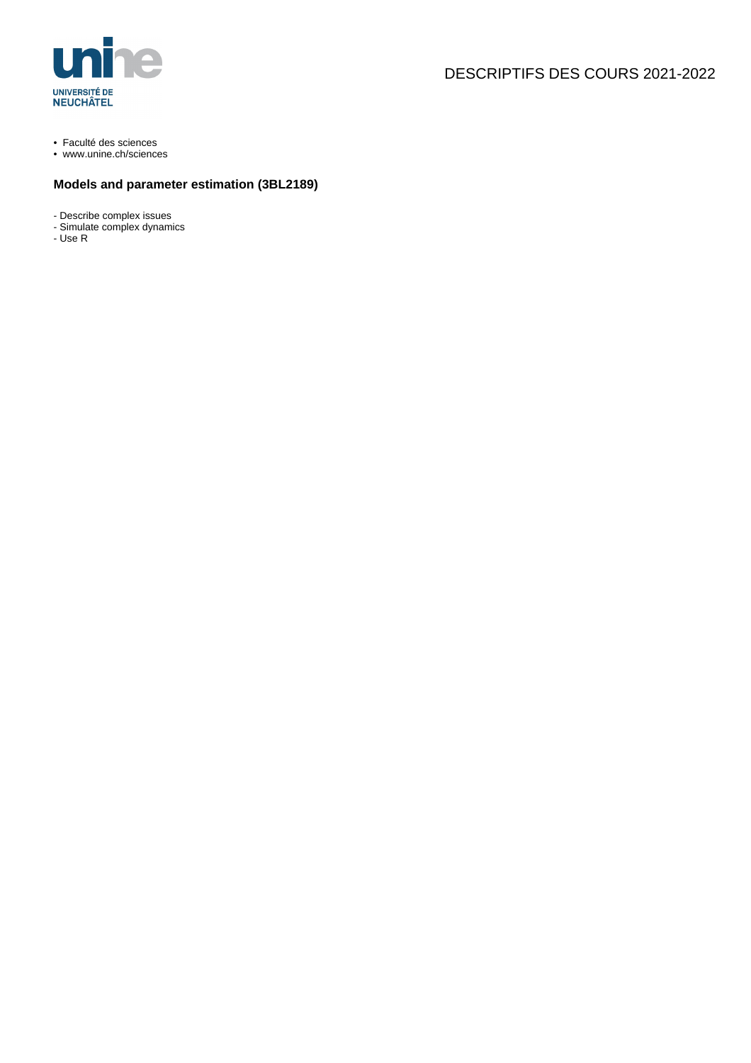- Faculté des sciences
- www.unine.ch/sciences

### Models and parameter estimation (3BL2189)

- Describe complex issues
- Simulate complex dynamics
- Use R